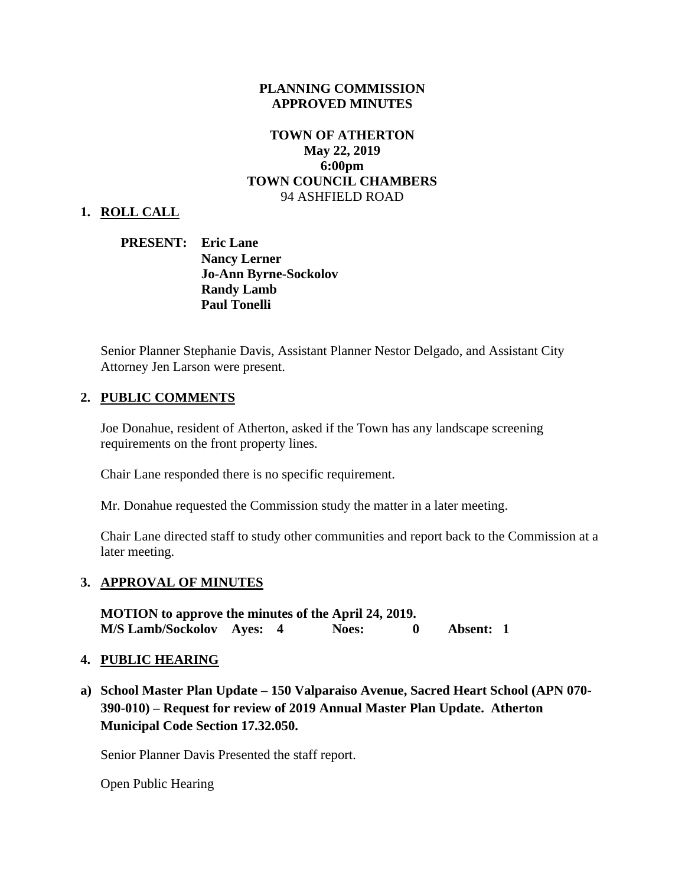**PLANNING COMMISSION**
**APPROVED MINUTES**

**TOWN OF ATHERTON**
**May 22, 2019**
**6:00pm**
**TOWN COUNCIL CHAMBERS**
94 ASHFIELD ROAD

## 1. ROLL CALL

**PRESENT:** **Eric Lane**
**Nancy Lerner**
**Jo-Ann Byrne-Sockolov**
**Randy Lamb**
**Paul Tonelli**

Senior Planner Stephanie Davis, Assistant Planner Nestor Delgado, and Assistant City Attorney Jen Larson were present.

## 2. PUBLIC COMMENTS

Joe Donahue, resident of Atherton, asked if the Town has any landscape screening requirements on the front property lines.

Chair Lane responded there is no specific requirement.

Mr. Donahue requested the Commission study the matter in a later meeting.

Chair Lane directed staff to study other communities and report back to the Commission at a later meeting.

## 3. APPROVAL OF MINUTES

**MOTION to approve the minutes of the April 24, 2019.**
**M/S Lamb/Sockolov Ayes: 4 Noes: 0 Absent: 1**

## 4. PUBLIC HEARING

**a) School Master Plan Update – 150 Valparaiso Avenue, Sacred Heart School (APN 070-390-010) – Request for review of 2019 Annual Master Plan Update. Atherton Municipal Code Section 17.32.050.**

Senior Planner Davis Presented the staff report.

Open Public Hearing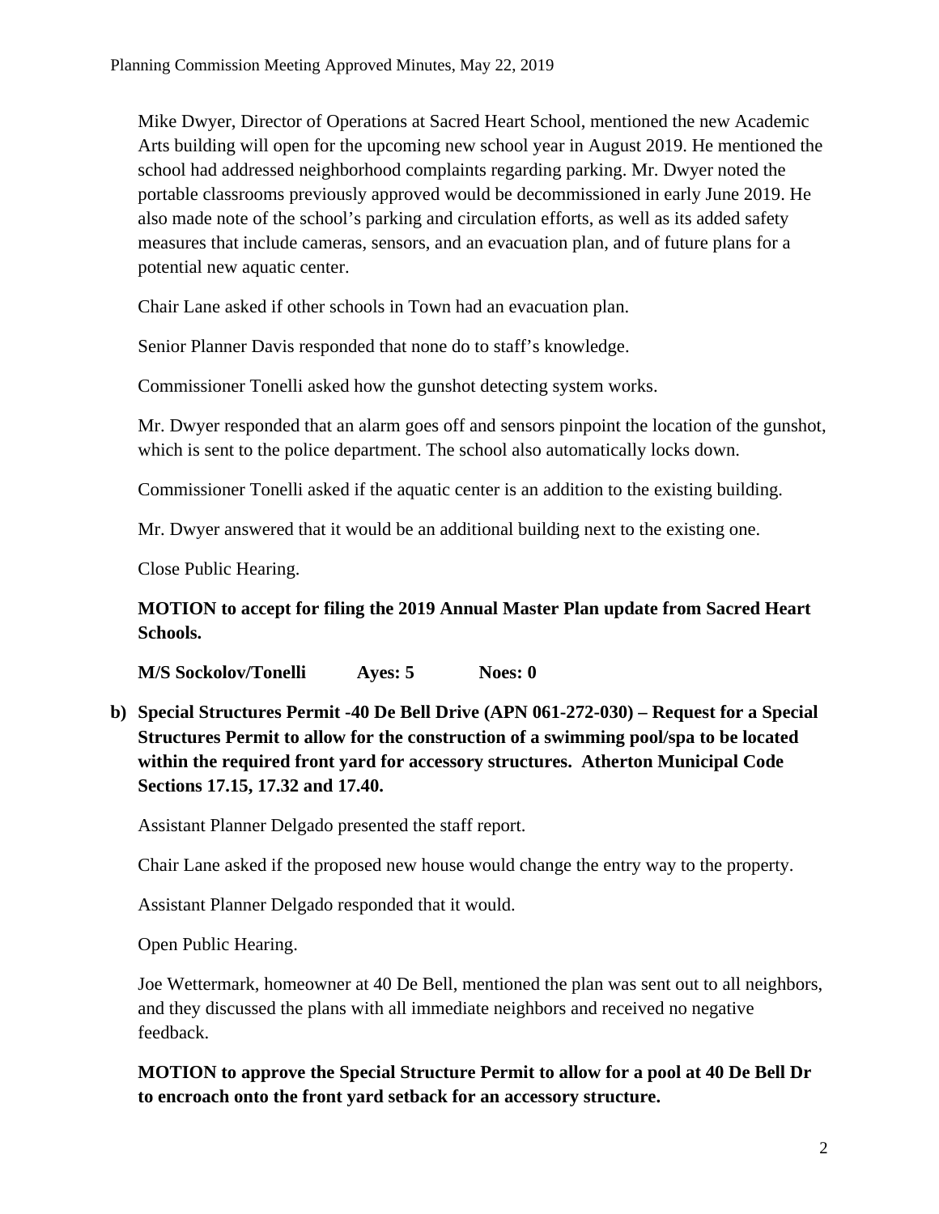Mike Dwyer, Director of Operations at Sacred Heart School, mentioned the new Academic Arts building will open for the upcoming new school year in August 2019. He mentioned the school had addressed neighborhood complaints regarding parking. Mr. Dwyer noted the portable classrooms previously approved would be decommissioned in early June 2019. He also made note of the school's parking and circulation efforts, as well as its added safety measures that include cameras, sensors, and an evacuation plan, and of future plans for a potential new aquatic center.

Chair Lane asked if other schools in Town had an evacuation plan.

Senior Planner Davis responded that none do to staff's knowledge.

Commissioner Tonelli asked how the gunshot detecting system works.

Mr. Dwyer responded that an alarm goes off and sensors pinpoint the location of the gunshot, which is sent to the police department. The school also automatically locks down.

Commissioner Tonelli asked if the aquatic center is an addition to the existing building.

Mr. Dwyer answered that it would be an additional building next to the existing one.

Close Public Hearing.

**MOTION to accept for filing the 2019 Annual Master Plan update from Sacred Heart Schools.**

**M/S Sockolov/Tonelli Ayes: 5 Noes: 0**

**b) Special Structures Permit -40 De Bell Drive (APN 061-272-030) – Request for a Special Structures Permit to allow for the construction of a swimming pool/spa to be located within the required front yard for accessory structures. Atherton Municipal Code Sections 17.15, 17.32 and 17.40.**

Assistant Planner Delgado presented the staff report.

Chair Lane asked if the proposed new house would change the entry way to the property.

Assistant Planner Delgado responded that it would.

Open Public Hearing.

Joe Wettermark, homeowner at 40 De Bell, mentioned the plan was sent out to all neighbors, and they discussed the plans with all immediate neighbors and received no negative feedback.

**MOTION to approve the Special Structure Permit to allow for a pool at 40 De Bell Dr to encroach onto the front yard setback for an accessory structure.**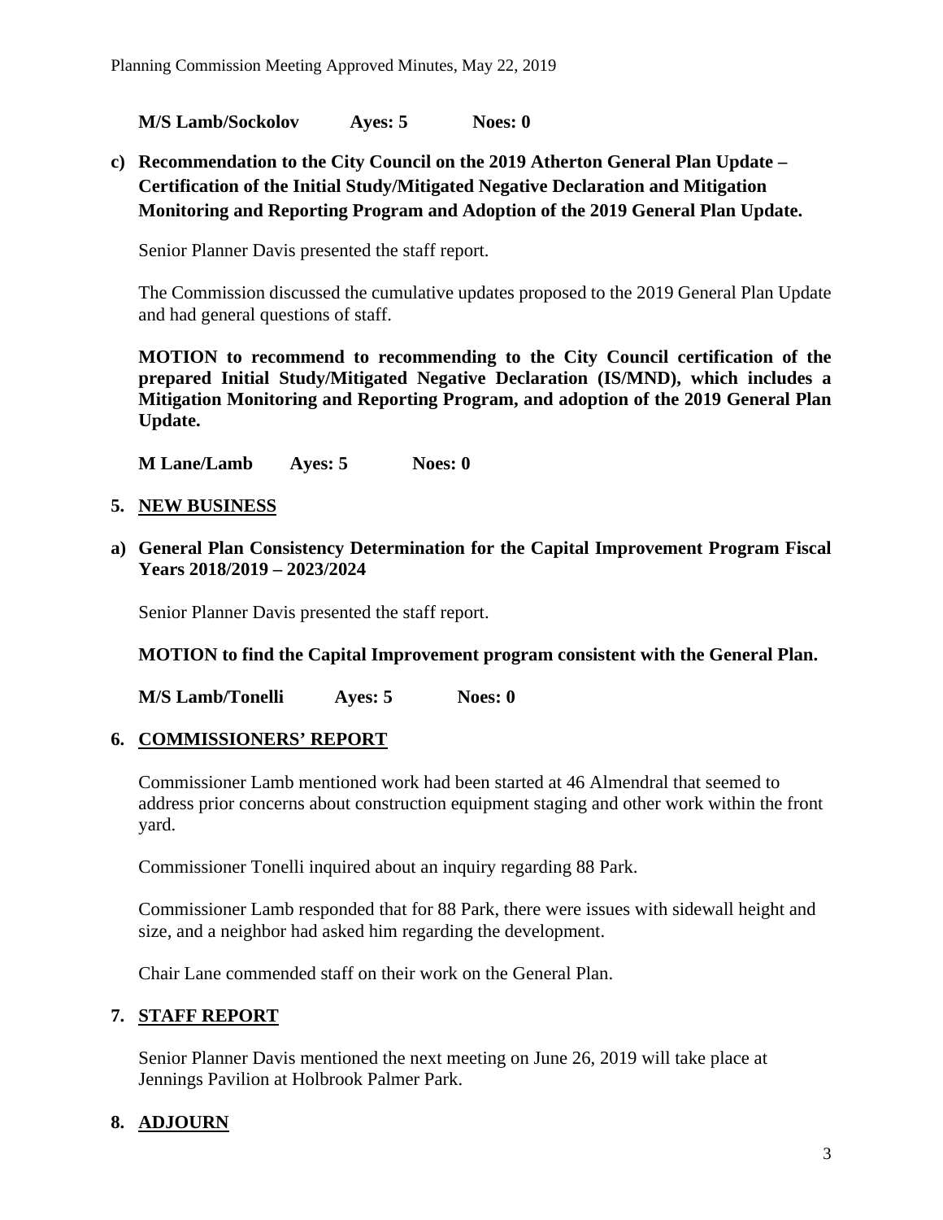**M/S Lamb/Sockolov  Ayes: 5  Noes: 0**

**c) Recommendation to the City Council on the 2019 Atherton General Plan Update – Certification of the Initial Study/Mitigated Negative Declaration and Mitigation Monitoring and Reporting Program and Adoption of the 2019 General Plan Update.**

Senior Planner Davis presented the staff report.

The Commission discussed the cumulative updates proposed to the 2019 General Plan Update and had general questions of staff.

**MOTION to recommend to recommending to the City Council certification of the prepared Initial Study/Mitigated Negative Declaration (IS/MND), which includes a Mitigation Monitoring and Reporting Program, and adoption of the 2019 General Plan Update.**

**M Lane/Lamb  Ayes: 5  Noes: 0**

## 5. NEW BUSINESS

**a) General Plan Consistency Determination for the Capital Improvement Program Fiscal Years 2018/2019 – 2023/2024**

Senior Planner Davis presented the staff report.

**MOTION to find the Capital Improvement program consistent with the General Plan.**

**M/S Lamb/Tonelli  Ayes: 5  Noes: 0**

## 6. COMMISSIONERS' REPORT

Commissioner Lamb mentioned work had been started at 46 Almendral that seemed to address prior concerns about construction equipment staging and other work within the front yard.

Commissioner Tonelli inquired about an inquiry regarding 88 Park.

Commissioner Lamb responded that for 88 Park, there were issues with sidewall height and size, and a neighbor had asked him regarding the development.

Chair Lane commended staff on their work on the General Plan.

## 7. STAFF REPORT

Senior Planner Davis mentioned the next meeting on June 26, 2019 will take place at Jennings Pavilion at Holbrook Palmer Park.

## 8. ADJOURN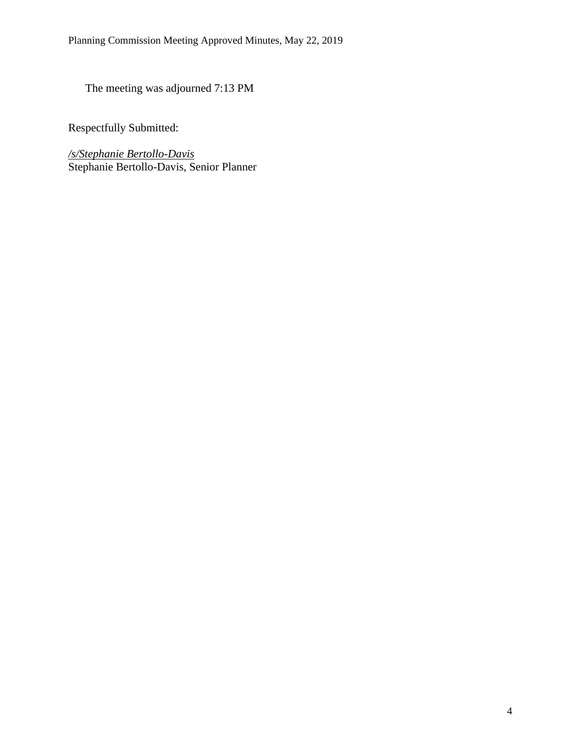The meeting was adjourned 7:13 PM

Respectfully Submitted:

*/s/Stephanie Bertollo-Davis*
Stephanie Bertollo-Davis, Senior Planner